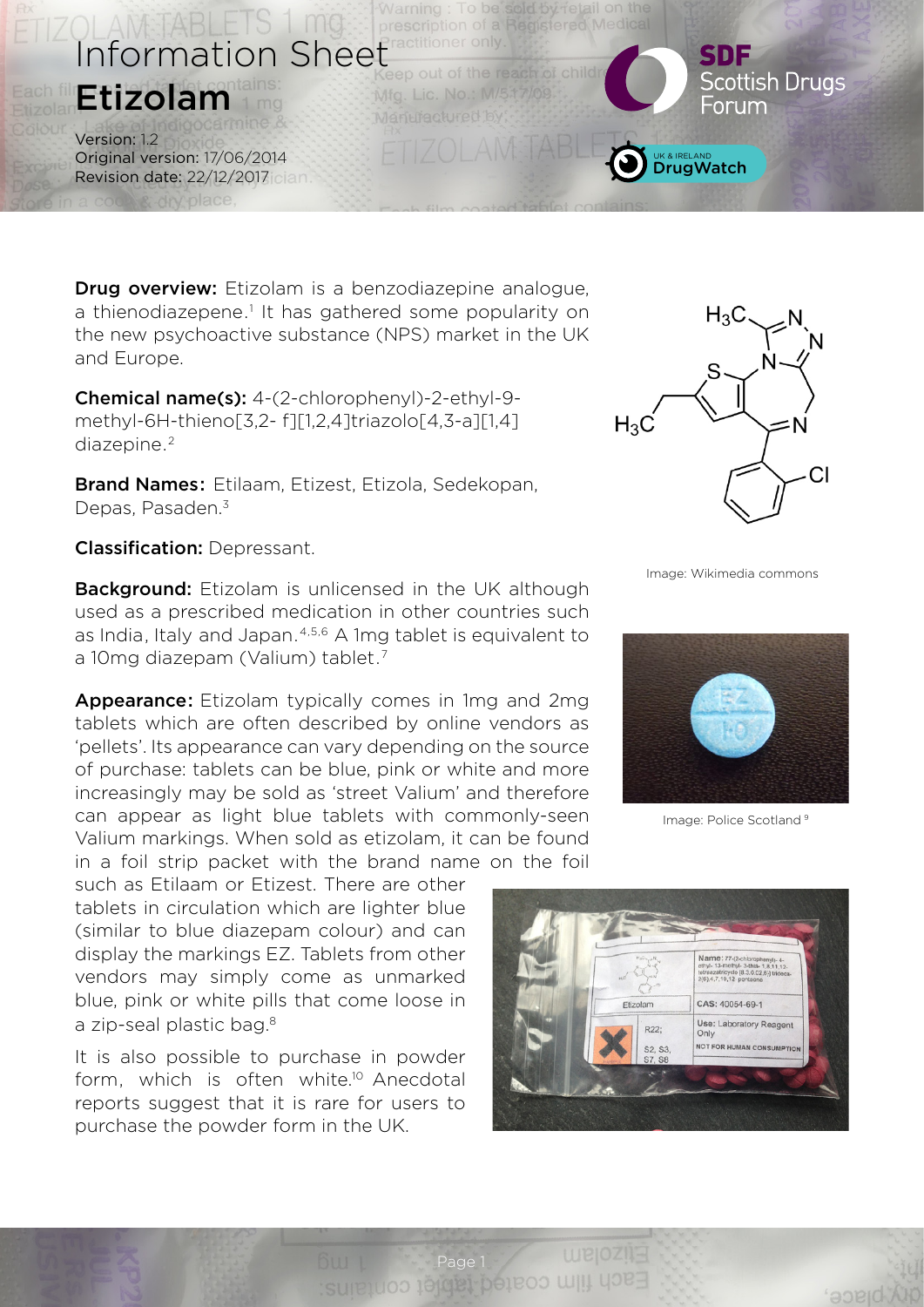# Information Sheet
# **Etizolam**

Version: 1.2
Original version: 17/06/2014
Revision date: 22/12/2017

**Drug overview:** Etizolam is a benzodiazepine analogue, a thienodiazepene.[1] It has gathered some popularity on the new psychoactive substance (NPS) market in the UK and Europe.

**Chemical name(s):** 4-(2-chlorophenyl)-2-ethyl-9-methyl-6H-thieno[3,2- f][1,2,4]triazolo[4,3-a][1,4] diazepine.[2]

**Brand Names:** Etilaam, Etizest, Etizola, Sedekopan, Depas, Pasaden.[3]

**Classification:** Depressant.

Image: Wikimedia commons

**Background:** Etizolam is unlicensed in the UK although used as a prescribed medication in other countries such as India, Italy and Japan.[4,5,6] A 1mg tablet is equivalent to a 10mg diazepam (Valium) tablet.[7]

Image: Police Scotland [9]

**Appearance:** Etizolam typically comes in 1mg and 2mg tablets which are often described by online vendors as 'pellets'. Its appearance can vary depending on the source of purchase: tablets can be blue, pink or white and more increasingly may be sold as 'street Valium' and therefore can appear as light blue tablets with commonly-seen Valium markings. When sold as etizolam, it can be found in a foil strip packet with the brand name on the foil such as Etilaam or Etizest. There are other tablets in circulation which are lighter blue (similar to blue diazepam colour) and can display the markings EZ. Tablets from other vendors may simply come as unmarked blue, pink or white pills that come loose in a zip-seal plastic bag.[8]

It is also possible to purchase in powder form, which is often white.[10] Anecdotal reports suggest that it is rare for users to purchase the powder form in the UK.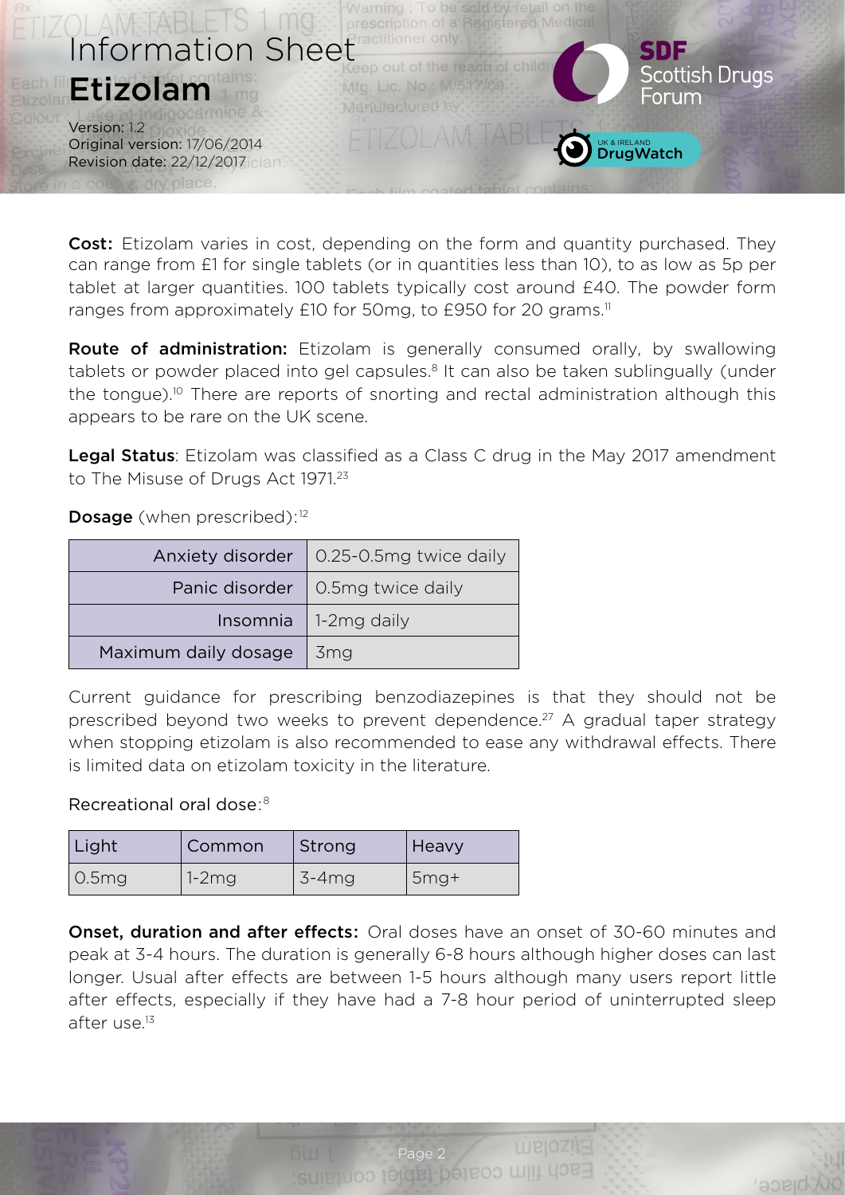# Information Sheet

## Etizolam

Version: 1.2
Original version: 17/06/2014
Revision date: 22/12/2017

**Cost:** Etizolam varies in cost, depending on the form and quantity purchased. They can range from £1 for single tablets (or in quantities less than 10), to as low as 5p per tablet at larger quantities. 100 tablets typically cost around £40. The powder form ranges from approximately £10 for 50mg, to £950 for 20 grams.[11]

**Route of administration:** Etizolam is generally consumed orally, by swallowing tablets or powder placed into gel capsules.[8] It can also be taken sublingually (under the tongue).[10] There are reports of snorting and rectal administration although this appears to be rare on the UK scene.

**Legal Status**: Etizolam was classified as a Class C drug in the May 2017 amendment to The Misuse of Drugs Act 1971.[23]

**Dosage** (when prescribed):[12]

| | |
|---|---|
| Anxiety disorder | 0.25-0.5mg twice daily |
| Panic disorder | 0.5mg twice daily |
| Insomnia | 1-2mg daily |
| Maximum daily dosage | 3mg |

Current guidance for prescribing benzodiazepines is that they should not be prescribed beyond two weeks to prevent dependence.[27] A gradual taper strategy when stopping etizolam is also recommended to ease any withdrawal effects. There is limited data on etizolam toxicity in the literature.

Recreational oral dose:[8]

| Light | Common | Strong | Heavy |
|---|---|---|---|
| 0.5mg | 1-2mg | 3-4mg | 5mg+ |

**Onset, duration and after effects:** Oral doses have an onset of 30-60 minutes and peak at 3-4 hours. The duration is generally 6-8 hours although higher doses can last longer. Usual after effects are between 1-5 hours although many users report little after effects, especially if they have had a 7-8 hour period of uninterrupted sleep after use.[13]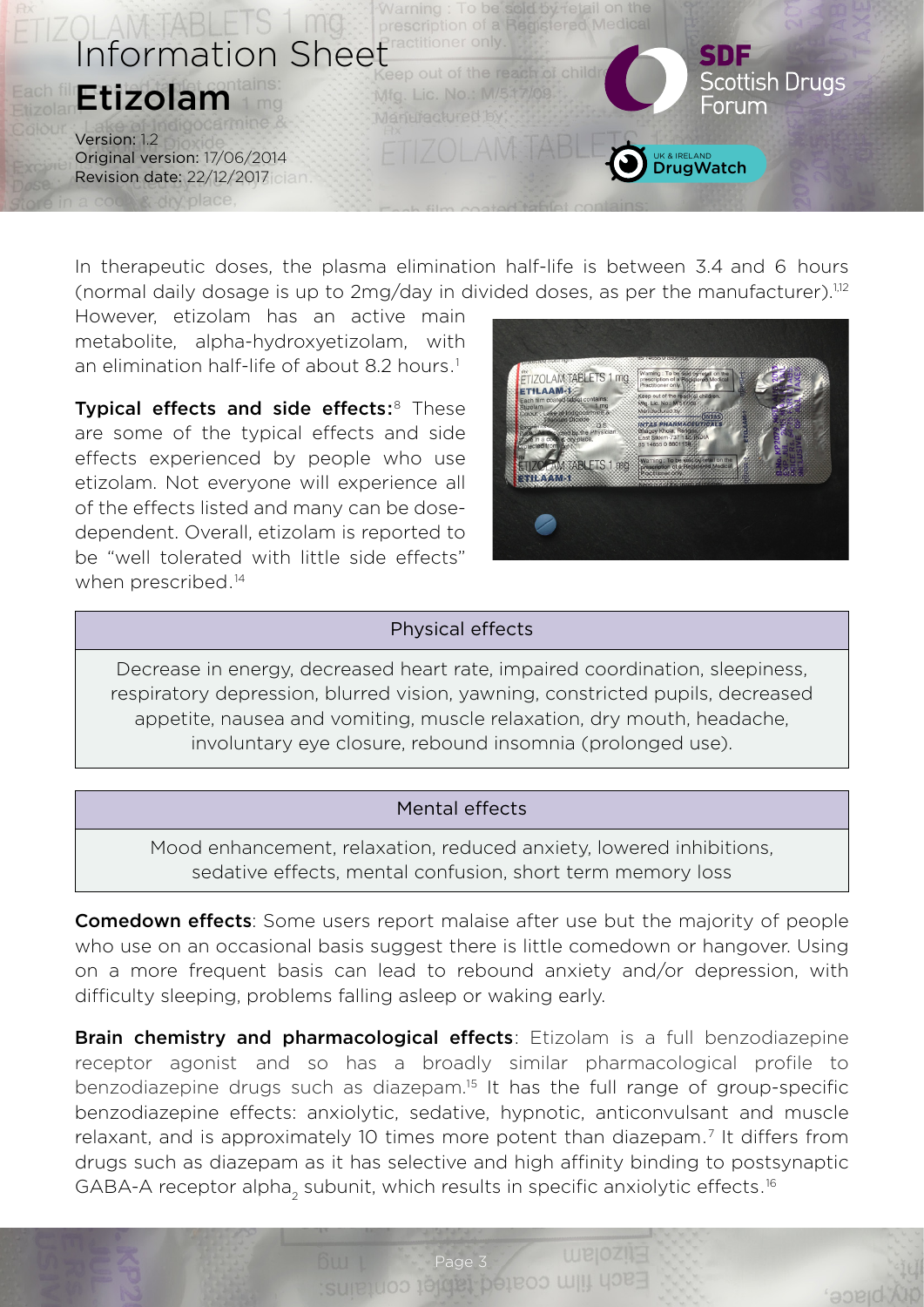In therapeutic doses, the plasma elimination half-life is between 3.4 and 6 hours (normal daily dosage is up to 2mg/day in divided doses, as per the manufacturer).[1,12] However, etizolam has an active main metabolite, alpha-hydroxyetizolam, with an elimination half-life of about 8.2 hours.[1]

**Typical effects and side effects:**[8] These are some of the typical effects and side effects experienced by people who use etizolam. Not everyone will experience all of the effects listed and many can be dose-dependent. Overall, etizolam is reported to be "well tolerated with little side effects" when prescribed.[14]

| Physical effects |
|---|
| Decrease in energy, decreased heart rate, impaired coordination, sleepiness, respiratory depression, blurred vision, yawning, constricted pupils, decreased appetite, nausea and vomiting, muscle relaxation, dry mouth, headache, involuntary eye closure, rebound insomnia (prolonged use). |

| Mental effects |
|---|
| Mood enhancement, relaxation, reduced anxiety, lowered inhibitions, sedative effects, mental confusion, short term memory loss |

**Comedown effects**: Some users report malaise after use but the majority of people who use on an occasional basis suggest there is little comedown or hangover. Using on a more frequent basis can lead to rebound anxiety and/or depression, with difficulty sleeping, problems falling asleep or waking early.

**Brain chemistry and pharmacological effects**: Etizolam is a full benzodiazepine receptor agonist and so has a broadly similar pharmacological profile to benzodiazepine drugs such as diazepam.[15] It has the full range of group-specific benzodiazepine effects: anxiolytic, sedative, hypnotic, anticonvulsant and muscle relaxant, and is approximately 10 times more potent than diazepam.[7] It differs from drugs such as diazepam as it has selective and high affinity binding to postsynaptic GABA-A receptor alpha$_2$ subunit, which results in specific anxiolytic effects.[16]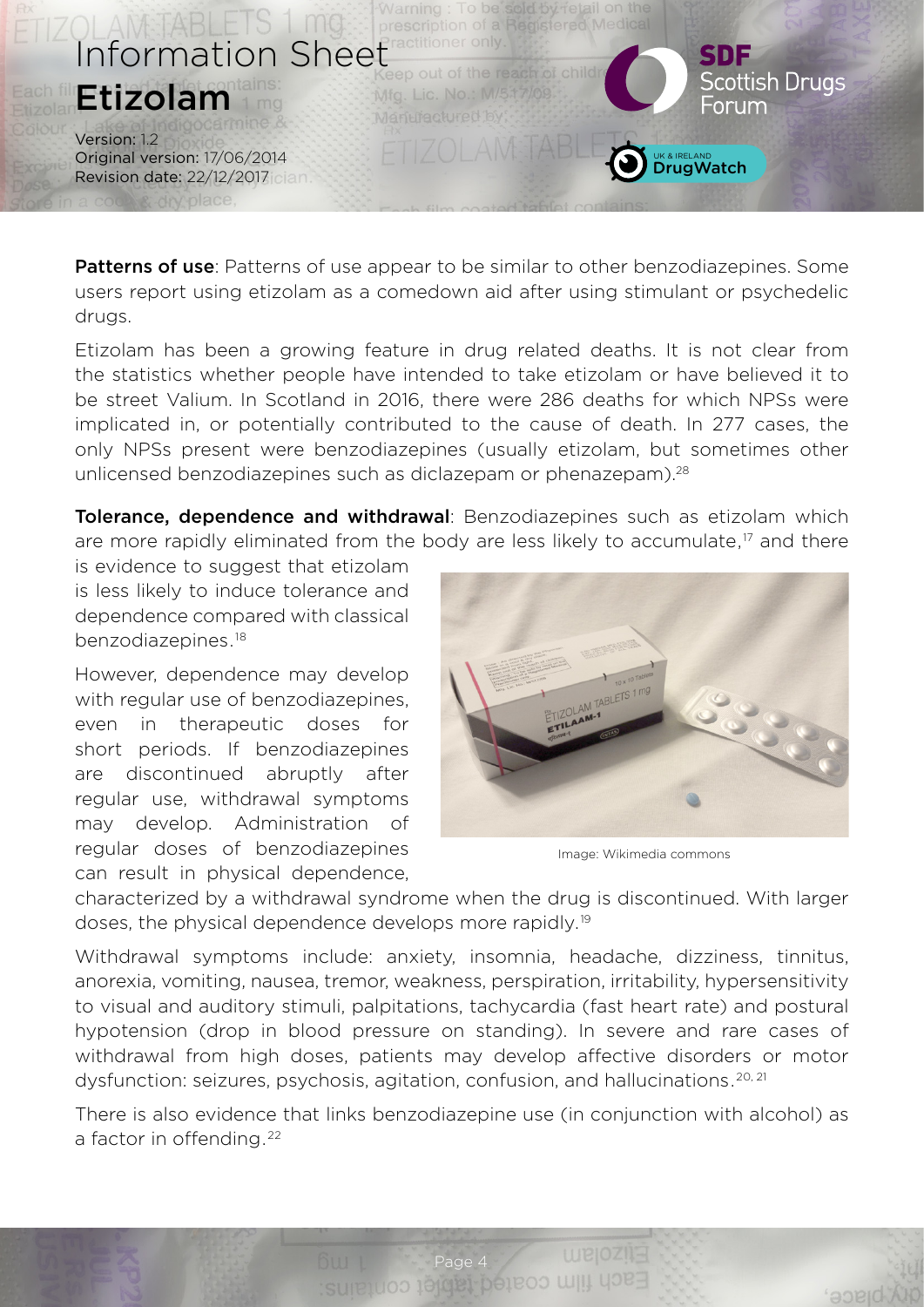**Patterns of use**: Patterns of use appear to be similar to other benzodiazepines. Some users report using etizolam as a comedown aid after using stimulant or psychedelic drugs.

Etizolam has been a growing feature in drug related deaths. It is not clear from the statistics whether people have intended to take etizolam or have believed it to be street Valium. In Scotland in 2016, there were 286 deaths for which NPSs were implicated in, or potentially contributed to the cause of death. In 277 cases, the only NPSs present were benzodiazepines (usually etizolam, but sometimes other unlicensed benzodiazepines such as diclazepam or phenazepam).[28]

**Tolerance, dependence and withdrawal**: Benzodiazepines such as etizolam which are more rapidly eliminated from the body are less likely to accumulate,[17] and there is evidence to suggest that etizolam is less likely to induce tolerance and dependence compared with classical benzodiazepines.[18]

However, dependence may develop with regular use of benzodiazepines, even in therapeutic doses for short periods. If benzodiazepines are discontinued abruptly after regular use, withdrawal symptoms may develop. Administration of regular doses of benzodiazepines can result in physical dependence, characterized by a withdrawal syndrome when the drug is discontinued. With larger doses, the physical dependence develops more rapidly.[19]

Image: Wikimedia commons

Withdrawal symptoms include: anxiety, insomnia, headache, dizziness, tinnitus, anorexia, vomiting, nausea, tremor, weakness, perspiration, irritability, hypersensitivity to visual and auditory stimuli, palpitations, tachycardia (fast heart rate) and postural hypotension (drop in blood pressure on standing). In severe and rare cases of withdrawal from high doses, patients may develop affective disorders or motor dysfunction: seizures, psychosis, agitation, confusion, and hallucinations.[20, 21]

There is also evidence that links benzodiazepine use (in conjunction with alcohol) as a factor in offending.[22]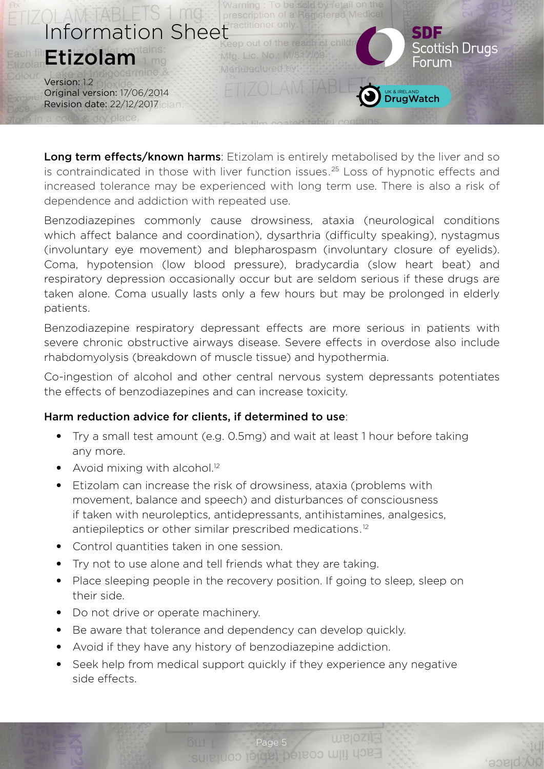**Long term effects/known harms**: Etizolam is entirely metabolised by the liver and so is contraindicated in those with liver function issues.[25] Loss of hypnotic effects and increased tolerance may be experienced with long term use. There is also a risk of dependence and addiction with repeated use.

Benzodiazepines commonly cause drowsiness, ataxia (neurological conditions which affect balance and coordination), dysarthria (difficulty speaking), nystagmus (involuntary eye movement) and blepharospasm (involuntary closure of eyelids). Coma, hypotension (low blood pressure), bradycardia (slow heart beat) and respiratory depression occasionally occur but are seldom serious if these drugs are taken alone. Coma usually lasts only a few hours but may be prolonged in elderly patients.

Benzodiazepine respiratory depressant effects are more serious in patients with severe chronic obstructive airways disease. Severe effects in overdose also include rhabdomyolysis (breakdown of muscle tissue) and hypothermia.

Co-ingestion of alcohol and other central nervous system depressants potentiates the effects of benzodiazepines and can increase toxicity.

**Harm reduction advice for clients, if determined to use**:

- Try a small test amount (e.g. 0.5mg) and wait at least 1 hour before taking any more.
- Avoid mixing with alcohol.[12]
- Etizolam can increase the risk of drowsiness, ataxia (problems with movement, balance and speech) and disturbances of consciousness if taken with neuroleptics, antidepressants, antihistamines, analgesics, antiepileptics or other similar prescribed medications.[12]
- Control quantities taken in one session.
- Try not to use alone and tell friends what they are taking.
- Place sleeping people in the recovery position. If going to sleep, sleep on their side.
- Do not drive or operate machinery.
- Be aware that tolerance and dependency can develop quickly.
- Avoid if they have any history of benzodiazepine addiction.
- Seek help from medical support quickly if they experience any negative side effects.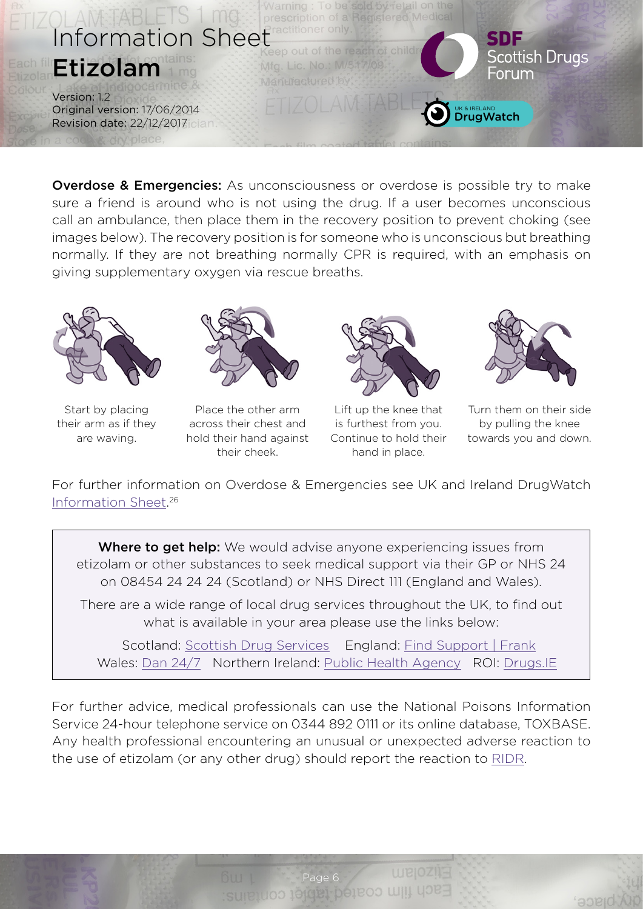**Overdose & Emergencies:** As unconsciousness or overdose is possible try to make sure a friend is around who is not using the drug. If a user becomes unconscious call an ambulance, then place them in the recovery position to prevent choking (see images below). The recovery position is for someone who is unconscious but breathing normally. If they are not breathing normally CPR is required, with an emphasis on giving supplementary oxygen via rescue breaths.

Start by placing their arm as if they are waving.

Place the other arm across their chest and hold their hand against their cheek.

Lift up the knee that is furthest from you. Continue to hold their hand in place.

Turn them on their side by pulling the knee towards you and down.

For further information on Overdose & Emergencies see UK and Ireland DrugWatch Information Sheet.[26]

**Where to get help:** We would advise anyone experiencing issues from etizolam or other substances to seek medical support via their GP or NHS 24 on 08454 24 24 24 (Scotland) or NHS Direct 111 (England and Wales).

There are a wide range of local drug services throughout the UK, to find out what is available in your area please use the links below:

Scotland: Scottish Drug Services England: Find Support | Frank
Wales: Dan 24/7 Northern Ireland: Public Health Agency ROI: Drugs.IE

For further advice, medical professionals can use the National Poisons Information Service 24-hour telephone service on 0344 892 0111 or its online database, TOXBASE. Any health professional encountering an unusual or unexpected adverse reaction to the use of etizolam (or any other drug) should report the reaction to RIDR.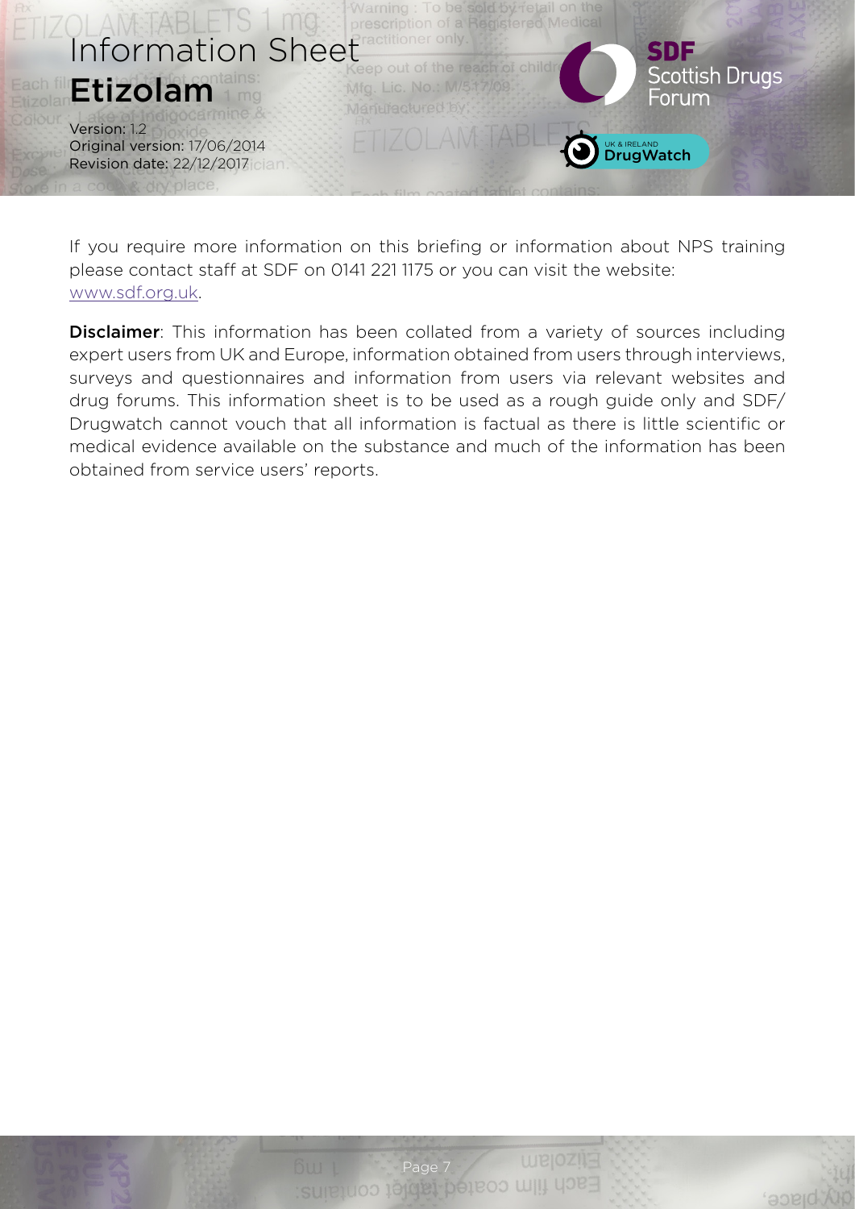If you require more information on this briefing or information about NPS training please contact staff at SDF on 0141 221 1175 or you can visit the website: [www.sdf.org.uk](www.sdf.org.uk).

**Disclaimer**: This information has been collated from a variety of sources including expert users from UK and Europe, information obtained from users through interviews, surveys and questionnaires and information from users via relevant websites and drug forums. This information sheet is to be used as a rough guide only and SDF/ Drugwatch cannot vouch that all information is factual as there is little scientific or medical evidence available on the substance and much of the information has been obtained from service users' reports.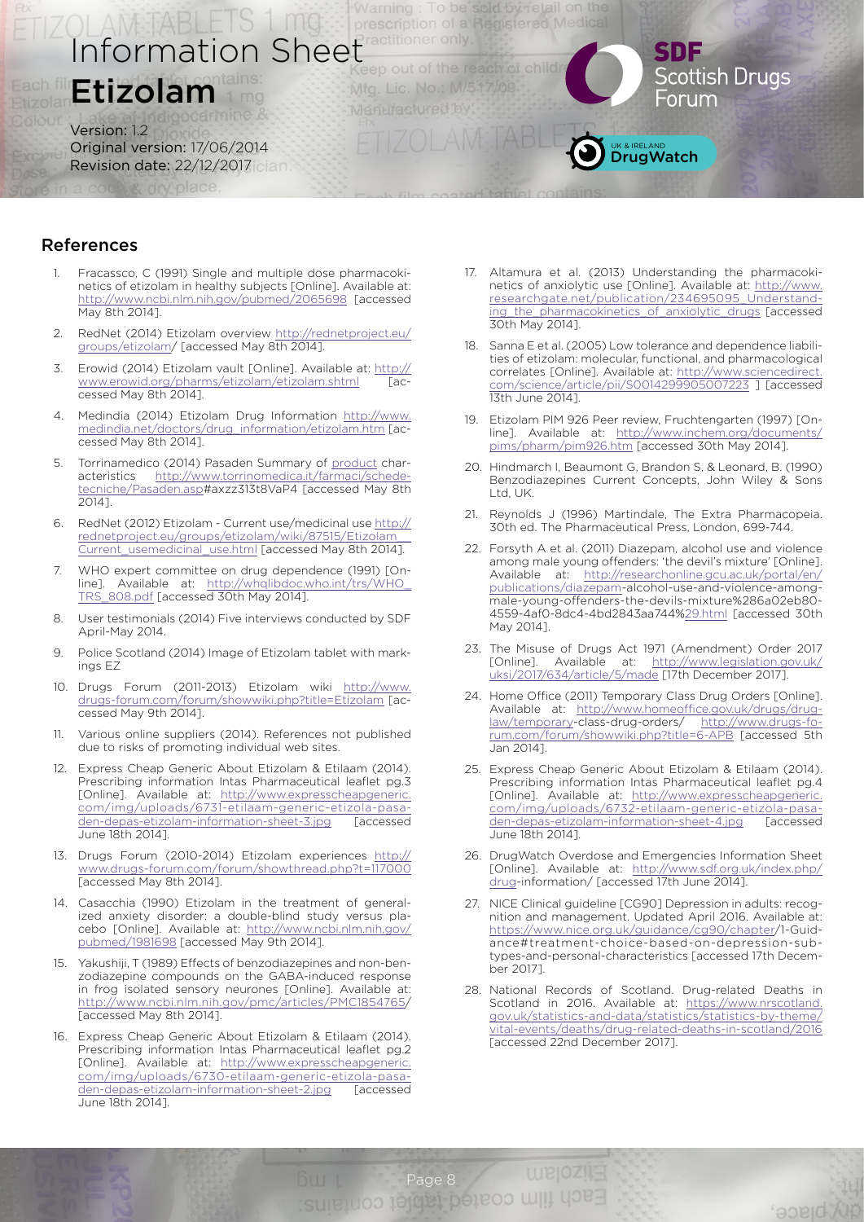## References

1. Fracassco, C (1991) Single and multiple dose pharmacokinetics of etizolam in healthy subjects [Online]. Available at: http://www.ncbi.nlm.nih.gov/pubmed/2065698 [accessed May 8th 2014].
2. RedNet (2014) Etizolam overview http://rednetproject.eu/groups/etizolam/ [accessed May 8th 2014].
3. Erowid (2014) Etizolam vault [Online]. Available at: http://www.erowid.org/pharms/etizolam/etizolam.shtml [accessed May 8th 2014].
4. Medindia (2014) Etizolam Drug Information http://www.medindia.net/doctors/drug_information/etizolam.htm [accessed May 8th 2014].
5. Torrinamedico (2014) Pasaden Summary of product characteristics http://www.torrinomedica.it/farmaci/schedetecniche/Pasaden.asp#axzz313t8VaP4 [accessed May 8th 2014].
6. RedNet (2012) Etizolam - Current use/medicinal use http://rednetproject.eu/groups/etizolam/wiki/87515/Etizolam__Current_usemedicinal_use.html [accessed May 8th 2014].
7. WHO expert committee on drug dependence (1991) [Online]. Available at: http://whqlibdoc.who.int/trs/WHO_TRS_808.pdf [accessed 30th May 2014].
8. User testimonials (2014) Five interviews conducted by SDF April-May 2014.
9. Police Scotland (2014) Image of Etizolam tablet with markings EZ
10. Drugs Forum (2011-2013) Etizolam wiki http://www.drugs-forum.com/forum/showwiki.php?title=Etizolam [accessed May 9th 2014].
11. Various online suppliers (2014). References not published due to risks of promoting individual web sites.
12. Express Cheap Generic About Etizolam & Etilaam (2014). Prescribing information Intas Pharmaceutical leaflet pg.3 [Online]. Available at: http://www.expresscheapgeneric.com/img/uploads/6731-etilaam-generic-etizola-pasaden-depas-etizolam-information-sheet-3.jpg [accessed June 18th 2014].
13. Drugs Forum (2010-2014) Etizolam experiences http://www.drugs-forum.com/forum/showthread.php?t=117000 [accessed May 8th 2014].
14. Casacchia (1990) Etizolam in the treatment of generalized anxiety disorder: a double-blind study versus placebo [Online]. Available at: http://www.ncbi.nlm.nih.gov/pubmed/1981698 [accessed May 9th 2014].
15. Yakushiji, T (1989) Effects of benzodiazepines and non-benzodiazepine compounds on the GABA-induced response in frog isolated sensory neurones [Online]. Available at: http://www.ncbi.nlm.nih.gov/pmc/articles/PMC1854765/ [accessed May 8th 2014].
16. Express Cheap Generic About Etizolam & Etilaam (2014). Prescribing information Intas Pharmaceutical leaflet pg.2 [Online]. Available at: http://www.expresscheapgeneric.com/img/uploads/6730-etilaam-generic-etizola-pasaden-depas-etizolam-information-sheet-2.jpg [accessed June 18th 2014].
17. Altamura et al. (2013) Understanding the pharmacokinetics of anxiolytic use [Online]. Available at: http://www.researchgate.net/publication/234695095_Understanding_the_pharmacokinetics_of_anxiolytic_drugs [accessed 30th May 2014].
18. Sanna E et al. (2005) Low tolerance and dependence liabilities of etizolam: molecular, functional, and pharmacological correlates [Online]. Available at: http://www.sciencedirect.com/science/article/pii/S0014299905007223 ] [accessed 13th June 2014].
19. Etizolam PIM 926 Peer review, Fruchtengarten (1997) [Online]. Available at: http://www.inchem.org/documents/pims/pharm/pim926.htm [accessed 30th May 2014].
20. Hindmarch I, Beaumont G, Brandon S, & Leonard, B. (1990) Benzodiazepines Current Concepts, John Wiley & Sons Ltd, UK.
21. Reynolds J (1996) Martindale, The Extra Pharmacopeia. 30th ed. The Pharmaceutical Press, London, 699-744.
22. Forsyth A et al. (2011) Diazepam, alcohol use and violence among male young offenders: 'the devil's mixture' [Online]. Available at: http://researchonline.gcu.ac.uk/portal/en/publications/diazepam-alcohol-use-and-violence-among-male-young-offenders-the-devils-mixture%286a02eb80-4559-4af0-8dc4-4bd2843aa744%29.html [accessed 30th May 2014].
23. The Misuse of Drugs Act 1971 (Amendment) Order 2017 [Online]. Available at: http://www.legislation.gov.uk/uksi/2017/634/article/5/made [17th December 2017].
24. Home Office (2011) Temporary Class Drug Orders [Online]. Available at: http://www.homeoffice.gov.uk/drugs/drug-law/temporary-class-drug-orders/ http://www.drugs-forum.com/forum/showwiki.php?title=6-APB [accessed 5th Jan 2014].
25. Express Cheap Generic About Etizolam & Etilaam (2014). Prescribing information Intas Pharmaceutical leaflet pg.4 [Online]. Available at: http://www.expresscheapgeneric.com/img/uploads/6732-etilaam-generic-etizola-pasaden-depas-etizolam-information-sheet-4.jpg [accessed June 18th 2014].
26. DrugWatch Overdose and Emergencies Information Sheet [Online]. Available at: http://www.sdf.org.uk/index.php/drug-information/ [accessed 17th June 2014].
27. NICE Clinical guideline [CG90] Depression in adults: recognition and management. Updated April 2016. Available at: https://www.nice.org.uk/guidance/cg90/chapter/1-Guidance#treatment-choice-based-on-depression-subtypes-and-personal-characteristics [accessed 17th December 2017].
28. National Records of Scotland. Drug-related Deaths in Scotland in 2016. Available at: https://www.nrscotland.gov.uk/statistics-and-data/statistics/statistics-by-theme/vital-events/deaths/drug-related-deaths-in-scotland/2016 [accessed 22nd December 2017].